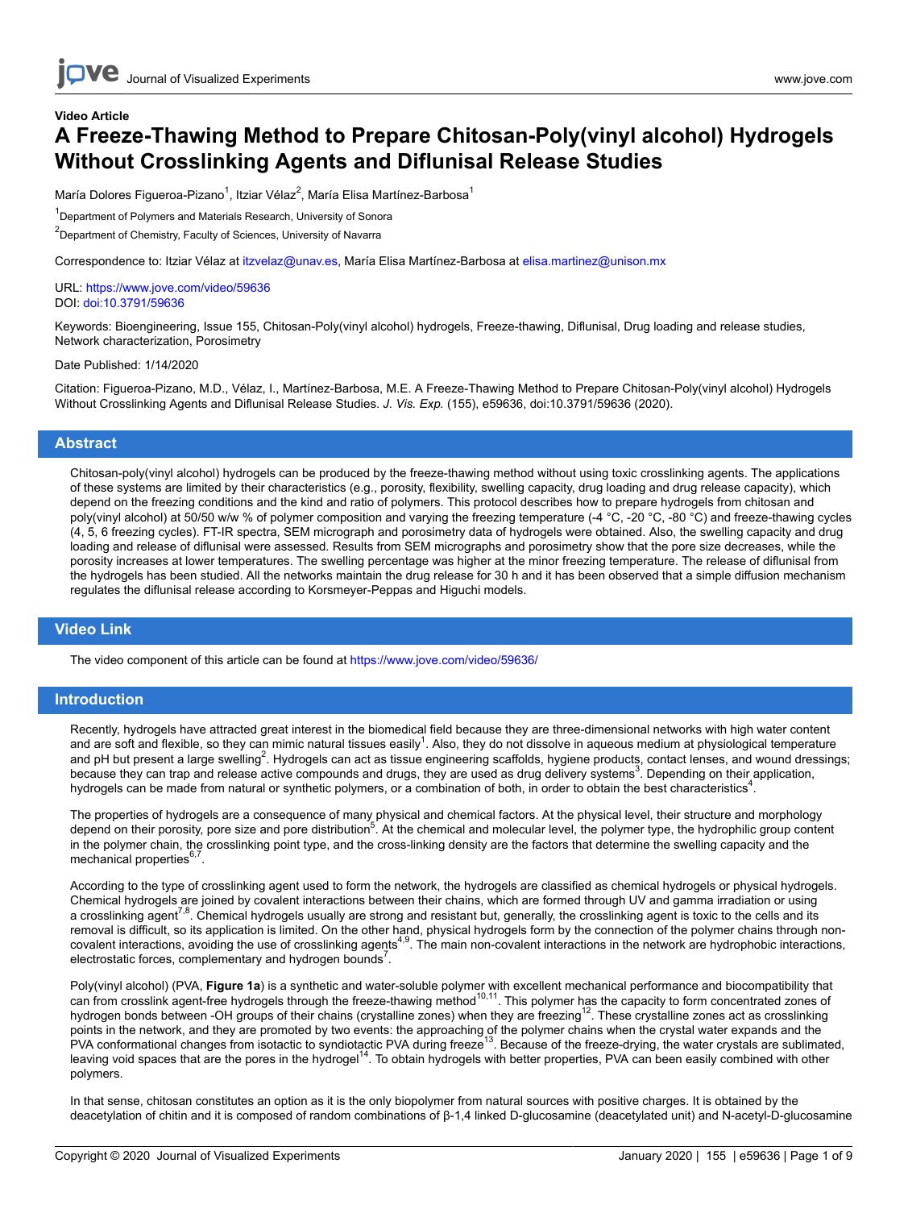Video Article

# A Freeze-Thawing Method to Prepare Chitosan-Poly(vinyl alcohol) Hydrogels Without Crosslinking Agents and Diflunisal Release Studies

María Dolores Figueroa-Pizano[1], Itziar Vélaz[2], María Elisa Martínez-Barbosa[1]

[1]Department of Polymers and Materials Research, University of Sonora

[2]Department of Chemistry, Faculty of Sciences, University of Navarra

Correspondence to: Itziar Vélaz at itzvelaz@unav.es, María Elisa Martínez-Barbosa at elisa.martinez@unison.mx

URL: https://www.jove.com/video/59636
DOI: doi:10.3791/59636

Keywords: Bioengineering, Issue 155, Chitosan-Poly(vinyl alcohol) hydrogels, Freeze-thawing, Diflunisal, Drug loading and release studies, Network characterization, Porosimetry

Date Published: 1/14/2020

Citation: Figueroa-Pizano, M.D., Vélaz, I., Martínez-Barbosa, M.E. A Freeze-Thawing Method to Prepare Chitosan-Poly(vinyl alcohol) Hydrogels Without Crosslinking Agents and Diflunisal Release Studies. *J. Vis. Exp.* (155), e59636, doi:10.3791/59636 (2020).

## Abstract

Chitosan-poly(vinyl alcohol) hydrogels can be produced by the freeze-thawing method without using toxic crosslinking agents. The applications of these systems are limited by their characteristics (e.g., porosity, flexibility, swelling capacity, drug loading and drug release capacity), which depend on the freezing conditions and the kind and ratio of polymers. This protocol describes how to prepare hydrogels from chitosan and poly(vinyl alcohol) at 50/50 w/w % of polymer composition and varying the freezing temperature (-4 °C, -20 °C, -80 °C) and freeze-thawing cycles (4, 5, 6 freezing cycles). FT-IR spectra, SEM micrograph and porosimetry data of hydrogels were obtained. Also, the swelling capacity and drug loading and release of diflunisal were assessed. Results from SEM micrographs and porosimetry show that the pore size decreases, while the porosity increases at lower temperatures. The swelling percentage was higher at the minor freezing temperature. The release of diflunisal from the hydrogels has been studied. All the networks maintain the drug release for 30 h and it has been observed that a simple diffusion mechanism regulates the diflunisal release according to Korsmeyer-Peppas and Higuchi models.

## Video Link

The video component of this article can be found at https://www.jove.com/video/59636/

## Introduction

Recently, hydrogels have attracted great interest in the biomedical field because they are three-dimensional networks with high water content and are soft and flexible, so they can mimic natural tissues easily[1]. Also, they do not dissolve in aqueous medium at physiological temperature and pH but present a large swelling[2]. Hydrogels can act as tissue engineering scaffolds, hygiene products, contact lenses, and wound dressings; because they can trap and release active compounds and drugs, they are used as drug delivery systems[3]. Depending on their application, hydrogels can be made from natural or synthetic polymers, or a combination of both, in order to obtain the best characteristics[4].

The properties of hydrogels are a consequence of many physical and chemical factors. At the physical level, their structure and morphology depend on their porosity, pore size and pore distribution[5]. At the chemical and molecular level, the polymer type, the hydrophilic group content in the polymer chain, the crosslinking point type, and the cross-linking density are the factors that determine the swelling capacity and the mechanical properties[6,7].

According to the type of crosslinking agent used to form the network, the hydrogels are classified as chemical hydrogels or physical hydrogels. Chemical hydrogels are joined by covalent interactions between their chains, which are formed through UV and gamma irradiation or using a crosslinking agent[7,8]. Chemical hydrogels usually are strong and resistant but, generally, the crosslinking agent is toxic to the cells and its removal is difficult, so its application is limited. On the other hand, physical hydrogels form by the connection of the polymer chains through non-covalent interactions, avoiding the use of crosslinking agents[4,9]. The main non-covalent interactions in the network are hydrophobic interactions, electrostatic forces, complementary and hydrogen bounds[7].

Poly(vinyl alcohol) (PVA, **Figure 1a**) is a synthetic and water-soluble polymer with excellent mechanical performance and biocompatibility that can from crosslink agent-free hydrogels through the freeze-thawing method[10,11]. This polymer has the capacity to form concentrated zones of hydrogen bonds between -OH groups of their chains (crystalline zones) when they are freezing[12]. These crystalline zones act as crosslinking points in the network, and they are promoted by two events: the approaching of the polymer chains when the crystal water expands and the PVA conformational changes from isotactic to syndiotactic PVA during freeze[13]. Because of the freeze-drying, the water crystals are sublimated, leaving void spaces that are the pores in the hydrogel[14]. To obtain hydrogels with better properties, PVA can been easily combined with other polymers.

In that sense, chitosan constitutes an option as it is the only biopolymer from natural sources with positive charges. It is obtained by the deacetylation of chitin and it is composed of random combinations of β-1,4 linked D-glucosamine (deacetylated unit) and N-acetyl-D-glucosamine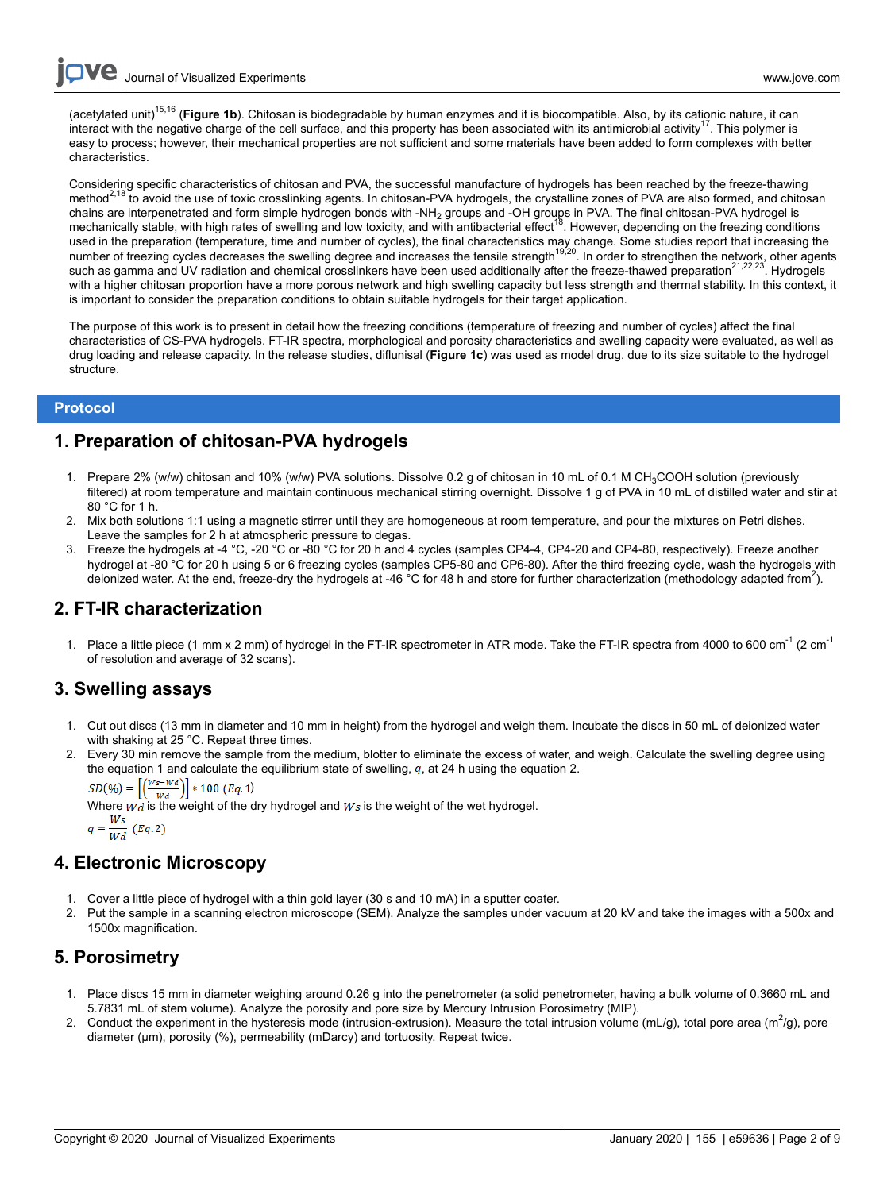(acetylated unit)[15,16] (**Figure 1b**). Chitosan is biodegradable by human enzymes and it is biocompatible. Also, by its cationic nature, it can interact with the negative charge of the cell surface, and this property has been associated with its antimicrobial activity[17]. This polymer is easy to process; however, their mechanical properties are not sufficient and some materials have been added to form complexes with better characteristics.

Considering specific characteristics of chitosan and PVA, the successful manufacture of hydrogels has been reached by the freeze-thawing method[2,18] to avoid the use of toxic crosslinking agents. In chitosan-PVA hydrogels, the crystalline zones of PVA are also formed, and chitosan chains are interpenetrated and form simple hydrogen bonds with $-NH_2$ groups and -OH groups in PVA. The final chitosan-PVA hydrogel is mechanically stable, with high rates of swelling and low toxicity, and with antibacterial effect[18]. However, depending on the freezing conditions used in the preparation (temperature, time and number of cycles), the final characteristics may change. Some studies report that increasing the number of freezing cycles decreases the swelling degree and increases the tensile strength[19,20]. In order to strengthen the network, other agents such as gamma and UV radiation and chemical crosslinkers have been used additionally after the freeze-thawed preparation[21,22,23]. Hydrogels with a higher chitosan proportion have a more porous network and high swelling capacity but less strength and thermal stability. In this context, it is important to consider the preparation conditions to obtain suitable hydrogels for their target application.

The purpose of this work is to present in detail how the freezing conditions (temperature of freezing and number of cycles) affect the final characteristics of CS-PVA hydrogels. FT-IR spectra, morphological and porosity characteristics and swelling capacity were evaluated, as well as drug loading and release capacity. In the release studies, diflunisal (**Figure 1c**) was used as model drug, due to its size suitable to the hydrogel structure.

## Protocol

### 1. Preparation of chitosan-PVA hydrogels

1. Prepare 2% (w/w) chitosan and 10% (w/w) PVA solutions. Dissolve 0.2 g of chitosan in 10 mL of 0.1 M $CH_3COOH$ solution (previously filtered) at room temperature and maintain continuous mechanical stirring overnight. Dissolve 1 g of PVA in 10 mL of distilled water and stir at 80 °C for 1 h.
2. Mix both solutions 1:1 using a magnetic stirrer until they are homogeneous at room temperature, and pour the mixtures on Petri dishes. Leave the samples for 2 h at atmospheric pressure to degas.
3. Freeze the hydrogels at -4 °C, -20 °C or -80 °C for 20 h and 4 cycles (samples CP4-4, CP4-20 and CP4-80, respectively). Freeze another hydrogel at -80 °C for 20 h using 5 or 6 freezing cycles (samples CP5-80 and CP6-80). After the third freezing cycle, wash the hydrogels with deionized water. At the end, freeze-dry the hydrogels at -46 °C for 48 h and store for further characterization (methodology adapted from[2]).

### 2. FT-IR characterization

1. Place a little piece (1 mm x 2 mm) of hydrogel in the FT-IR spectrometer in ATR mode. Take the FT-IR spectra from 4000 to 600 $cm^{-1}$ (2 $cm^{-1}$ of resolution and average of 32 scans).

### 3. Swelling assays

1. Cut out discs (13 mm in diameter and 10 mm in height) from the hydrogel and weigh them. Incubate the discs in 50 mL of deionized water with shaking at 25 °C. Repeat three times.
2. Every 30 min remove the sample from the medium, blotter to eliminate the excess of water, and weigh. Calculate the swelling degree using the equation 1 and calculate the equilibrium state of swelling, $q$, at 24 h using the equation 2.

$$SD(\%) = \left[\left(\frac{Ws-Wd}{Wd}\right)\right] * 100 \ (Eq.1)$$

Where $Wd$ is the weight of the dry hydrogel and $Ws$ is the weight of the wet hydrogel.

$$q = \frac{Ws}{Wd} \ (Eq.2)$$

### 4. Electronic Microscopy

1. Cover a little piece of hydrogel with a thin gold layer (30 s and 10 mA) in a sputter coater.
2. Put the sample in a scanning electron microscope (SEM). Analyze the samples under vacuum at 20 kV and take the images with a 500x and 1500x magnification.

### 5. Porosimetry

1. Place discs 15 mm in diameter weighing around 0.26 g into the penetrometer (a solid penetrometer, having a bulk volume of 0.3660 mL and 5.7831 mL of stem volume). Analyze the porosity and pore size by Mercury Intrusion Porosimetry (MIP).
2. Conduct the experiment in the hysteresis mode (intrusion-extrusion). Measure the total intrusion volume (mL/g), total pore area ($m^2$/g), pore diameter (µm), porosity (%), permeability (mDarcy) and tortuosity. Repeat twice.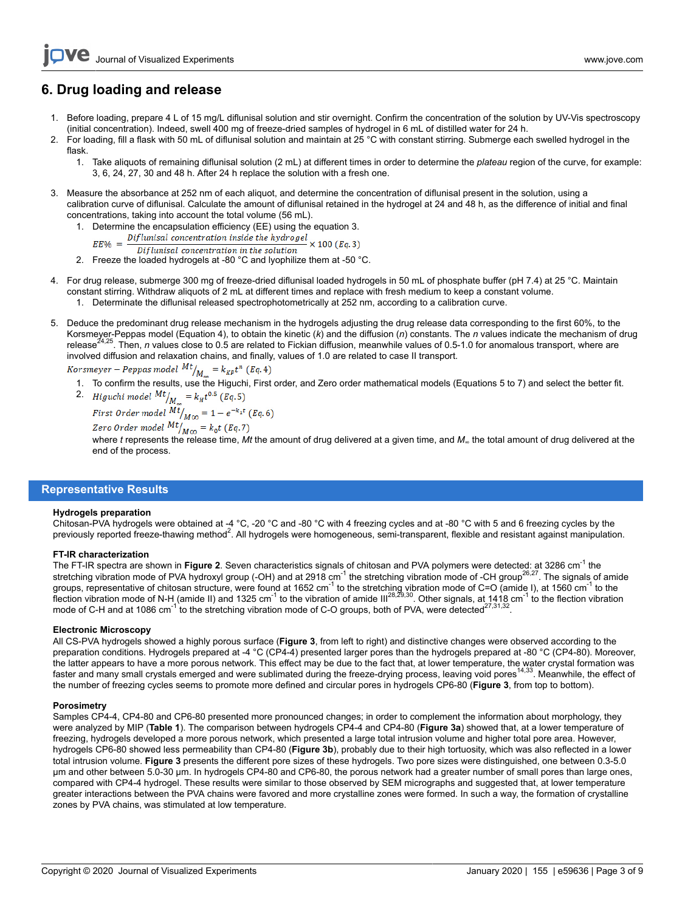## 6. Drug loading and release

1. Before loading, prepare 4 L of 15 mg/L diflunisal solution and stir overnight. Confirm the concentration of the solution by UV-Vis spectroscopy (initial concentration). Indeed, swell 400 mg of freeze-dried samples of hydrogel in 6 mL of distilled water for 24 h.
2. For loading, fill a flask with 50 mL of diflunisal solution and maintain at 25 °C with constant stirring. Submerge each swelled hydrogel in the flask.
    1. Take aliquots of remaining diflunisal solution (2 mL) at different times in order to determine the *plateau* region of the curve, for example: 3, 6, 24, 27, 30 and 48 h. After 24 h replace the solution with a fresh one.
3. Measure the absorbance at 252 nm of each aliquot, and determine the concentration of diflunisal present in the solution, using a calibration curve of diflunisal. Calculate the amount of diflunisal retained in the hydrogel at 24 and 48 h, as the difference of initial and final concentrations, taking into account the total volume (56 mL).
    1. Determine the encapsulation efficiency (EE) using the equation 3.

    $$EE\% = \frac{Diflunisal\ concentration\ inside\ the\ hydrogel}{Diflunisal\ concentration\ in\ the\ solution} \times 100\ (Eq.3)$$

    2. Freeze the loaded hydrogels at -80 °C and lyophilize them at -50 °C.
4. For drug release, submerge 300 mg of freeze-dried diflunisal loaded hydrogels in 50 mL of phosphate buffer (pH 7.4) at 25 °C. Maintain constant stirring. Withdraw aliquots of 2 mL at different times and replace with fresh medium to keep a constant volume.
    1. Determinate the diflunisal released spectrophotometrically at 252 nm, according to a calibration curve.
5. Deduce the predominant drug release mechanism in the hydrogels adjusting the drug release data corresponding to the first 60%, to the Korsmeyer-Peppas model (Equation 4), to obtain the kinetic (*k*) and the diffusion (*n*) constants. The *n* values indicate the mechanism of drug release[24,25]. Then, *n* values close to 0.5 are related to Fickian diffusion, meanwhile values of 0.5-1.0 for anomalous transport, where are involved diffusion and relaxation chains, and finally, values of 1.0 are related to case II transport.

    $$Korsmeyer - Peppas\ model\ Mt/M_{\infty} = k_{KP}t^{n}\ (Eq.4)$$

    1. To confirm the results, use the Higuchi, First order, and Zero order mathematical models (Equations 5 to 7) and select the better fit.
    2. $$Higuchi\ model\ Mt/M_{\infty} = k_{H}t^{0.5}\ (Eq.5)$$

    $$First\ Order\ model\ Mt/M_{\infty} = 1 - e^{-k_1 t}\ (Eq.6)$$

    $$Zero\ Order\ model\ Mt/M_{\infty} = k_0 t\ (Eq.7)$$

    where *t* represents the release time, *Mt* the amount of drug delivered at a given time, and $M_{\infty}$ the total amount of drug delivered at the end of the process.

## Representative Results

### Hydrogels preparation

Chitosan-PVA hydrogels were obtained at -4 °C, -20 °C and -80 °C with 4 freezing cycles and at -80 °C with 5 and 6 freezing cycles by the previously reported freeze-thawing method[2]. All hydrogels were homogeneous, semi-transparent, flexible and resistant against manipulation.

### FT-IR characterization

The FT-IR spectra are shown in **Figure 2**. Seven characteristics signals of chitosan and PVA polymers were detected: at 3286 $cm^{-1}$ the stretching vibration mode of PVA hydroxyl group (-OH) and at 2918 $cm^{-1}$ the stretching vibration mode of -CH group[26,27]. The signals of amide groups, representative of chitosan structure, were found at 1652 $cm^{-1}$ to the stretching vibration mode of C=O (amide I), at 1560 $cm^{-1}$ to the flection vibration mode of N-H (amide II) and 1325 $cm^{-1}$ to the vibration of amide III[28,29,30]. Other signals, at 1418 $cm^{-1}$ to the flection vibration mode of C-H and at 1086 $cm^{-1}$ to the stretching vibration mode of C-O groups, both of PVA, were detected[27,31,32].

### Electronic Microscopy

All CS-PVA hydrogels showed a highly porous surface (**Figure 3**, from left to right) and distinctive changes were observed according to the preparation conditions. Hydrogels prepared at -4 °C (CP4-4) presented larger pores than the hydrogels prepared at -80 °C (CP4-80). Moreover, the latter appears to have a more porous network. This effect may be due to the fact that, at lower temperature, the water crystal formation was faster and many small crystals emerged and were sublimated during the freeze-drying process, leaving void pores[14,33]. Meanwhile, the effect of the number of freezing cycles seems to promote more defined and circular pores in hydrogels CP6-80 (**Figure 3**, from top to bottom).

### Porosimetry

Samples CP4-4, CP4-80 and CP6-80 presented more pronounced changes; in order to complement the information about morphology, they were analyzed by MIP (**Table 1**). The comparison between hydrogels CP4-4 and CP4-80 (**Figure 3a**) showed that, at a lower temperature of freezing, hydrogels developed a more porous network, which presented a large total intrusion volume and higher total pore area. However, hydrogels CP6-80 showed less permeability than CP4-80 (**Figure 3b**), probably due to their high tortuosity, which was also reflected in a lower total intrusion volume. **Figure 3** presents the different pore sizes of these hydrogels. Two pore sizes were distinguished, one between 0.3-5.0 µm and other between 5.0-30 µm. In hydrogels CP4-80 and CP6-80, the porous network had a greater number of small pores than large ones, compared with CP4-4 hydrogel. These results were similar to those observed by SEM micrographs and suggested that, at lower temperature greater interactions between the PVA chains were favored and more crystalline zones were formed. In such a way, the formation of crystalline zones by PVA chains, was stimulated at low temperature.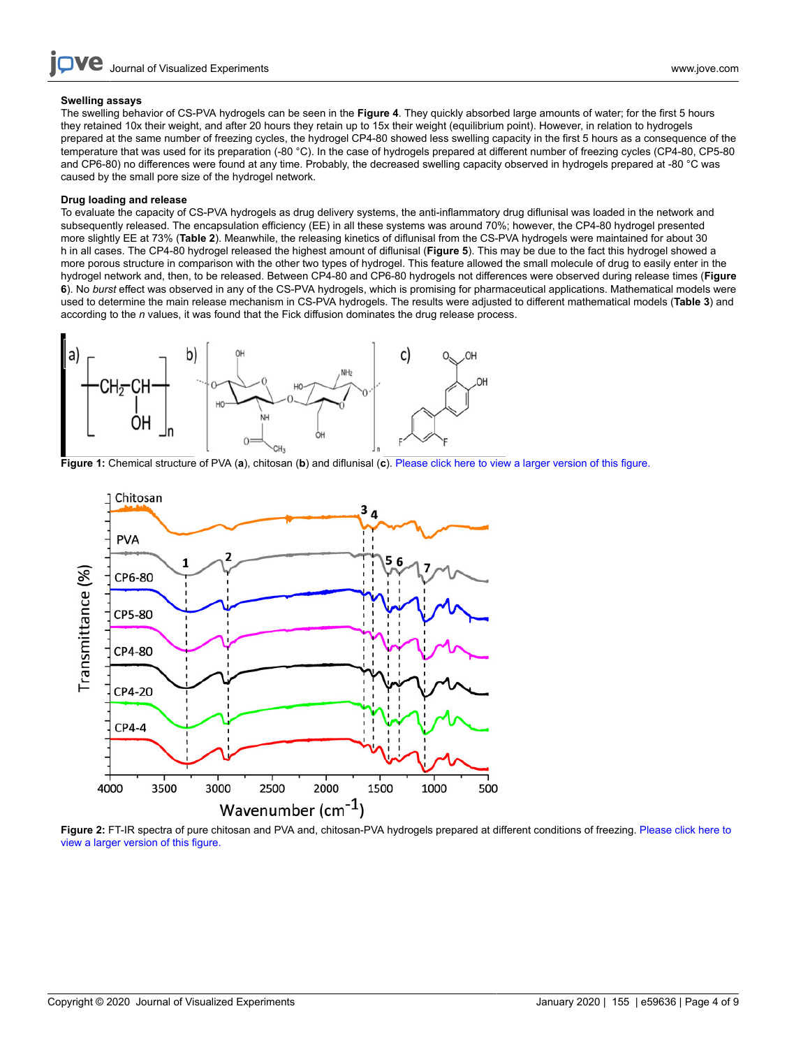### Swelling assays

The swelling behavior of CS-PVA hydrogels can be seen in the **Figure 4**. They quickly absorbed large amounts of water; for the first 5 hours they retained 10x their weight, and after 20 hours they retain up to 15x their weight (equilibrium point). However, in relation to hydrogels prepared at the same number of freezing cycles, the hydrogel CP4-80 showed less swelling capacity in the first 5 hours as a consequence of the temperature that was used for its preparation (-80 °C). In the case of hydrogels prepared at different number of freezing cycles (CP4-80, CP5-80 and CP6-80) no differences were found at any time. Probably, the decreased swelling capacity observed in hydrogels prepared at -80 °C was caused by the small pore size of the hydrogel network.

### Drug loading and release

To evaluate the capacity of CS-PVA hydrogels as drug delivery systems, the anti-inflammatory drug diflunisal was loaded in the network and subsequently released. The encapsulation efficiency (EE) in all these systems was around 70%; however, the CP4-80 hydrogel presented more slightly EE at 73% (**Table 2**). Meanwhile, the releasing kinetics of diflunisal from the CS-PVA hydrogels were maintained for about 30 h in all cases. The CP4-80 hydrogel released the highest amount of diflunisal (**Figure 5**). This may be due to the fact this hydrogel showed a more porous structure in comparison with the other two types of hydrogel. This feature allowed the small molecule of drug to easily enter in the hydrogel network and, then, to be released. Between CP4-80 and CP6-80 hydrogels not differences were observed during release times (**Figure 6**). No *burst* effect was observed in any of the CS-PVA hydrogels, which is promising for pharmaceutical applications. Mathematical models were used to determine the main release mechanism in CS-PVA hydrogels. The results were adjusted to different mathematical models (**Table 3**) and according to the *n* values, it was found that the Fick diffusion dominates the drug release process.

**Figure 1:** Chemical structure of PVA (**a**), chitosan (**b**) and diflunisal (**c**). Please click here to view a larger version of this figure.

**Figure 2:** FT-IR spectra of pure chitosan and PVA and, chitosan-PVA hydrogels prepared at different conditions of freezing. Please click here to view a larger version of this figure.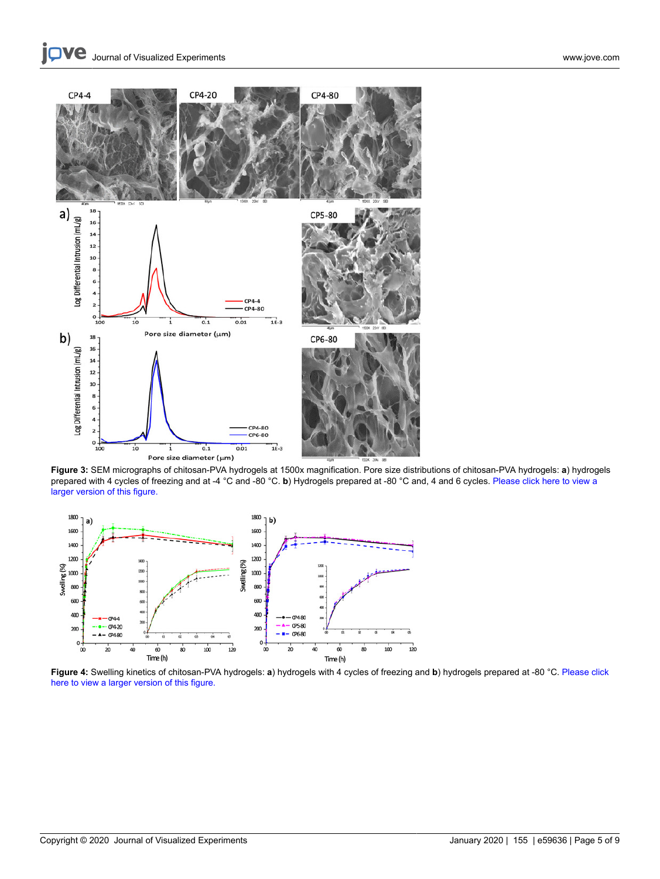**Figure 3:** SEM micrographs of chitosan-PVA hydrogels at 1500x magnification. Pore size distributions of chitosan-PVA hydrogels: **a**) hydrogels prepared with 4 cycles of freezing and at -4 °C and -80 °C. **b**) Hydrogels prepared at -80 °C and, 4 and 6 cycles. Please click here to view a larger version of this figure.

**Figure 4:** Swelling kinetics of chitosan-PVA hydrogels: **a**) hydrogels with 4 cycles of freezing and **b**) hydrogels prepared at -80 °C. Please click here to view a larger version of this figure.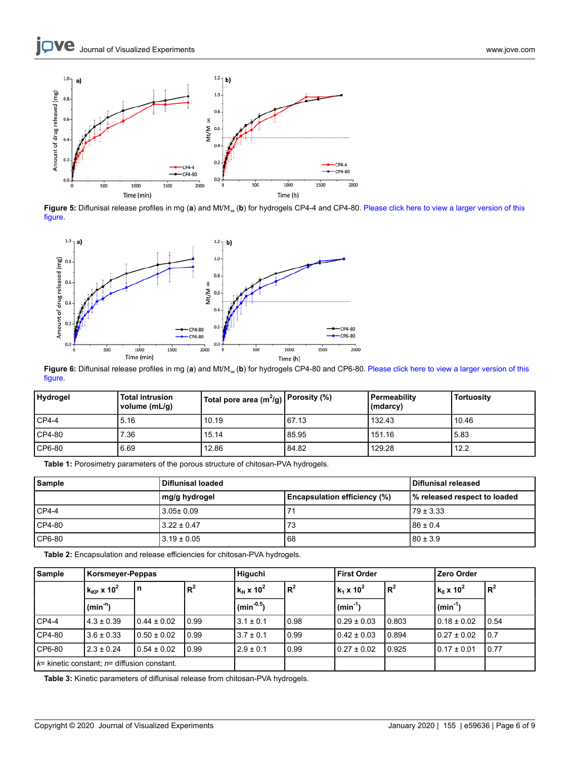**Figure 5:** Diflunisal release profiles in mg (**a**) and $M_t/M_\infty$ (**b**) for hydrogels CP4-4 and CP4-80. Please click here to view a larger version of this figure.

**Figure 6:** Diflunisal release profiles in mg (**a**) and $M_t/M_\infty$ (**b**) for hydrogels CP4-80 and CP6-80. Please click here to view a larger version of this figure.

| Hydrogel | Total intrusion volume (mL/g) | Total pore area ($m^2/g$) | Porosity (%) | Permeability (mdarcy) | Tortuosity |
|---|---|---|---|---|---|
| CP4-4 | 5.16 | 10.19 | 67.13 | 132.43 | 10.46 |
| CP4-80 | 7.36 | 15.14 | 85.95 | 151.16 | 5.83 |
| CP6-80 | 6.69 | 12.86 | 84.82 | 129.28 | 12.2 |

**Table 1:** Porosimetry parameters of the porous structure of chitosan-PVA hydrogels.

| Sample | Diflunisal loaded | | Diflunisal released |
|---|---|---|---|
| | mg/g hydrogel | Encapsulation efficiency (%) | % released respect to loaded |
| CP4-4 | 3.05± 0.09 | 71 | 79 ± 3.33 |
| CP4-80 | 3.22 ± 0.47 | 73 | 86 ± 0.4 |
| CP6-80 | 3.19 ± 0.05 | 68 | 80 ± 3.9 |

**Table 2:** Encapsulation and release efficiencies for chitosan-PVA hydrogels.

| Sample | Korsmeyer-Peppas | | | Higuchi | | First Order | | Zero Order | |
|---|---|---|---|---|---|---|---|---|---|
| | $k_{KP} \times 10^2$ ($min^{-n}$) | n | $R^2$ | $k_H \times 10^2$ ($min^{-0.5}$) | $R^2$ | $k_1 \times 10^2$ ($min^{-1}$) | $R^2$ | $k_0 \times 10^2$ ($min^{-1}$) | $R^2$ |
| CP4-4 | 4.3 ± 0.39 | 0.44 ± 0.02 | 0.99 | 3.1 ± 0.1 | 0.98 | 0.29 ± 0.03 | 0.803 | 0.18 ± 0.02 | 0.54 |
| CP4-80 | 3.6 ± 0.33 | 0.50 ± 0.02 | 0.99 | 3.7 ± 0.1 | 0.99 | 0.42 ± 0.03 | 0.894 | 0.27 ± 0.02 | 0.7 |
| CP6-80 | 2.3 ± 0.24 | 0.54 ± 0.02 | 0.99 | 2.9 ± 0.1 | 0.99 | 0.27 ± 0.02 | 0.925 | 0.17 ± 0.01 | 0.77 |
| *k*= kinetic constant; *n*= diffusion constant. | | | | | | | | | |

**Table 3:** Kinetic parameters of diflunisal release from chitosan-PVA hydrogels.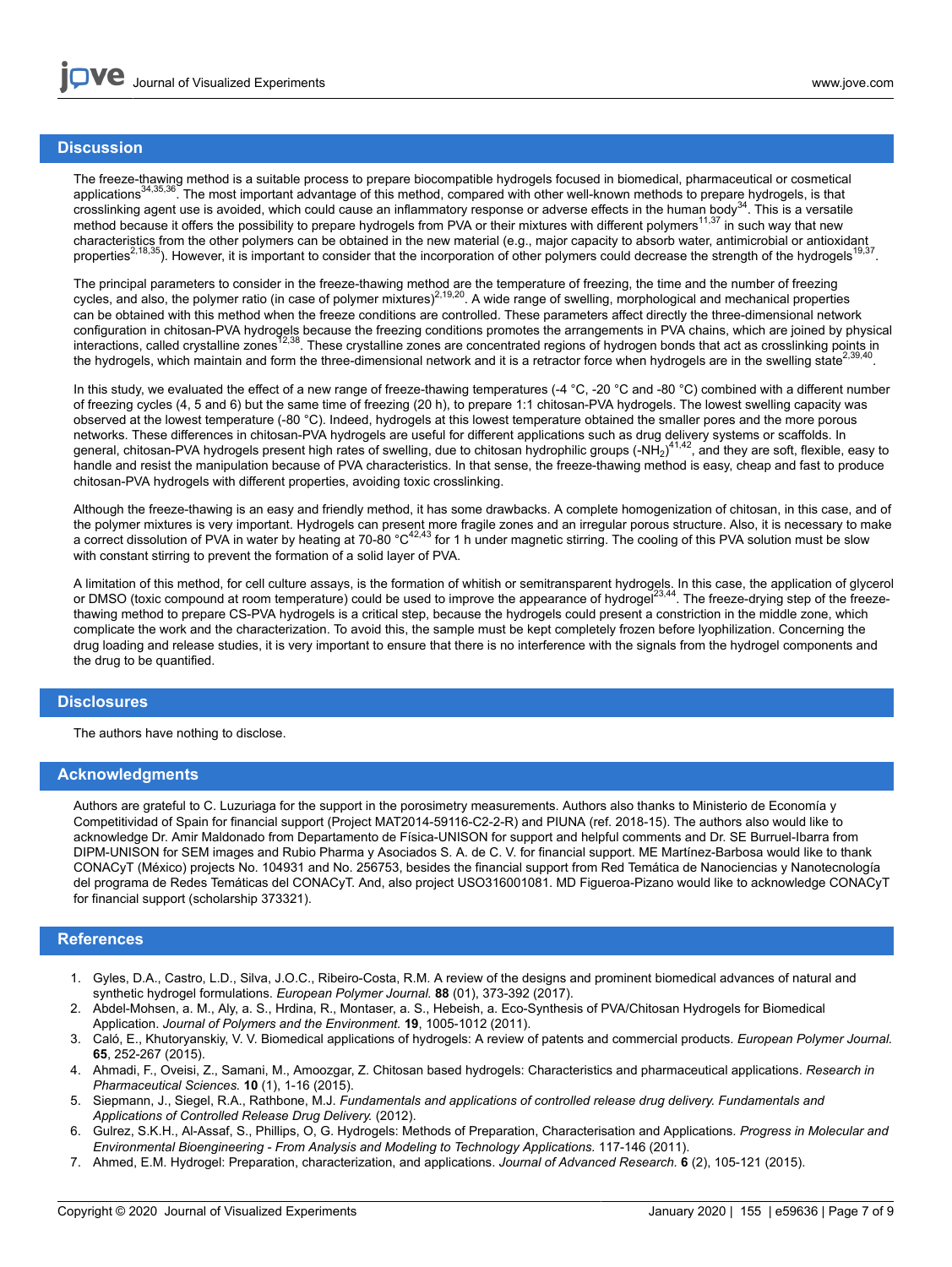## Discussion

The freeze-thawing method is a suitable process to prepare biocompatible hydrogels focused in biomedical, pharmaceutical or cosmetical applications[34,35,36]. The most important advantage of this method, compared with other well-known methods to prepare hydrogels, is that crosslinking agent use is avoided, which could cause an inflammatory response or adverse effects in the human body[34]. This is a versatile method because it offers the possibility to prepare hydrogels from PVA or their mixtures with different polymers[11,37] in such way that new characteristics from the other polymers can be obtained in the new material (e.g., major capacity to absorb water, antimicrobial or antioxidant properties[2,18,35]). However, it is important to consider that the incorporation of other polymers could decrease the strength of the hydrogels[19,37].

The principal parameters to consider in the freeze-thawing method are the temperature of freezing, the time and the number of freezing cycles, and also, the polymer ratio (in case of polymer mixtures)[2,19,20]. A wide range of swelling, morphological and mechanical properties can be obtained with this method when the freeze conditions are controlled. These parameters affect directly the three-dimensional network configuration in chitosan-PVA hydrogels because the freezing conditions promotes the arrangements in PVA chains, which are joined by physical interactions, called crystalline zones[12,38]. These crystalline zones are concentrated regions of hydrogen bonds that act as crosslinking points in the hydrogels, which maintain and form the three-dimensional network and it is a retractor force when hydrogels are in the swelling state[2,39,40].

In this study, we evaluated the effect of a new range of freeze-thawing temperatures (-4 °C, -20 °C and -80 °C) combined with a different number of freezing cycles (4, 5 and 6) but the same time of freezing (20 h), to prepare 1:1 chitosan-PVA hydrogels. The lowest swelling capacity was observed at the lowest temperature (-80 °C). Indeed, hydrogels at this lowest temperature obtained the smaller pores and the more porous networks. These differences in chitosan-PVA hydrogels are useful for different applications such as drug delivery systems or scaffolds. In general, chitosan-PVA hydrogels present high rates of swelling, due to chitosan hydrophilic groups ($-NH_2$)[41,42], and they are soft, flexible, easy to handle and resist the manipulation because of PVA characteristics. In that sense, the freeze-thawing method is easy, cheap and fast to produce chitosan-PVA hydrogels with different properties, avoiding toxic crosslinking.

Although the freeze-thawing is an easy and friendly method, it has some drawbacks. A complete homogenization of chitosan, in this case, and of the polymer mixtures is very important. Hydrogels can present more fragile zones and an irregular porous structure. Also, it is necessary to make a correct dissolution of PVA in water by heating at 70-80 °C[42,43] for 1 h under magnetic stirring. The cooling of this PVA solution must be slow with constant stirring to prevent the formation of a solid layer of PVA.

A limitation of this method, for cell culture assays, is the formation of whitish or semitransparent hydrogels. In this case, the application of glycerol or DMSO (toxic compound at room temperature) could be used to improve the appearance of hydrogel[23,44]. The freeze-drying step of the freeze-thawing method to prepare CS-PVA hydrogels is a critical step, because the hydrogels could present a constriction in the middle zone, which complicate the work and the characterization. To avoid this, the sample must be kept completely frozen before lyophilization. Concerning the drug loading and release studies, it is very important to ensure that there is no interference with the signals from the hydrogel components and the drug to be quantified.

## Disclosures

The authors have nothing to disclose.

## Acknowledgments

Authors are grateful to C. Luzuriaga for the support in the porosimetry measurements. Authors also thanks to Ministerio de Economía y Competitividad of Spain for financial support (Project MAT2014-59116-C2-2-R) and PIUNA (ref. 2018-15). The authors also would like to acknowledge Dr. Amir Maldonado from Departamento de Física-UNISON for support and helpful comments and Dr. SE Burruel-Ibarra from DIPM-UNISON for SEM images and Rubio Pharma y Asociados S. A. de C. V. for financial support. ME Martínez-Barbosa would like to thank CONACyT (México) projects No. 104931 and No. 256753, besides the financial support from Red Temática de Nanociencias y Nanotecnología del programa de Redes Temáticas del CONACyT. And, also project USO316001081. MD Figueroa-Pizano would like to acknowledge CONACyT for financial support (scholarship 373321).

## References

1. Gyles, D.A., Castro, L.D., Silva, J.O.C., Ribeiro-Costa, R.M. A review of the designs and prominent biomedical advances of natural and synthetic hydrogel formulations. *European Polymer Journal.* **88** (01), 373-392 (2017).
2. Abdel-Mohsen, a. M., Aly, a. S., Hrdina, R., Montaser, a. S., Hebeish, a. Eco-Synthesis of PVA/Chitosan Hydrogels for Biomedical Application. *Journal of Polymers and the Environment.* **19**, 1005-1012 (2011).
3. Caló, E., Khutoryanskiy, V. V. Biomedical applications of hydrogels: A review of patents and commercial products. *European Polymer Journal.* **65**, 252-267 (2015).
4. Ahmadi, F., Oveisi, Z., Samani, M., Amoozgar, Z. Chitosan based hydrogels: Characteristics and pharmaceutical applications. *Research in Pharmaceutical Sciences.* **10** (1), 1-16 (2015).
5. Siepmann, J., Siegel, R.A., Rathbone, M.J. *Fundamentals and applications of controlled release drug delivery. Fundamentals and Applications of Controlled Release Drug Delivery.* (2012).
6. Gulrez, S.K.H., Al-Assaf, S., Phillips, O, G. Hydrogels: Methods of Preparation, Characterisation and Applications. *Progress in Molecular and Environmental Bioengineering - From Analysis and Modeling to Technology Applications.* 117-146 (2011).
7. Ahmed, E.M. Hydrogel: Preparation, characterization, and applications. *Journal of Advanced Research.* **6** (2), 105-121 (2015).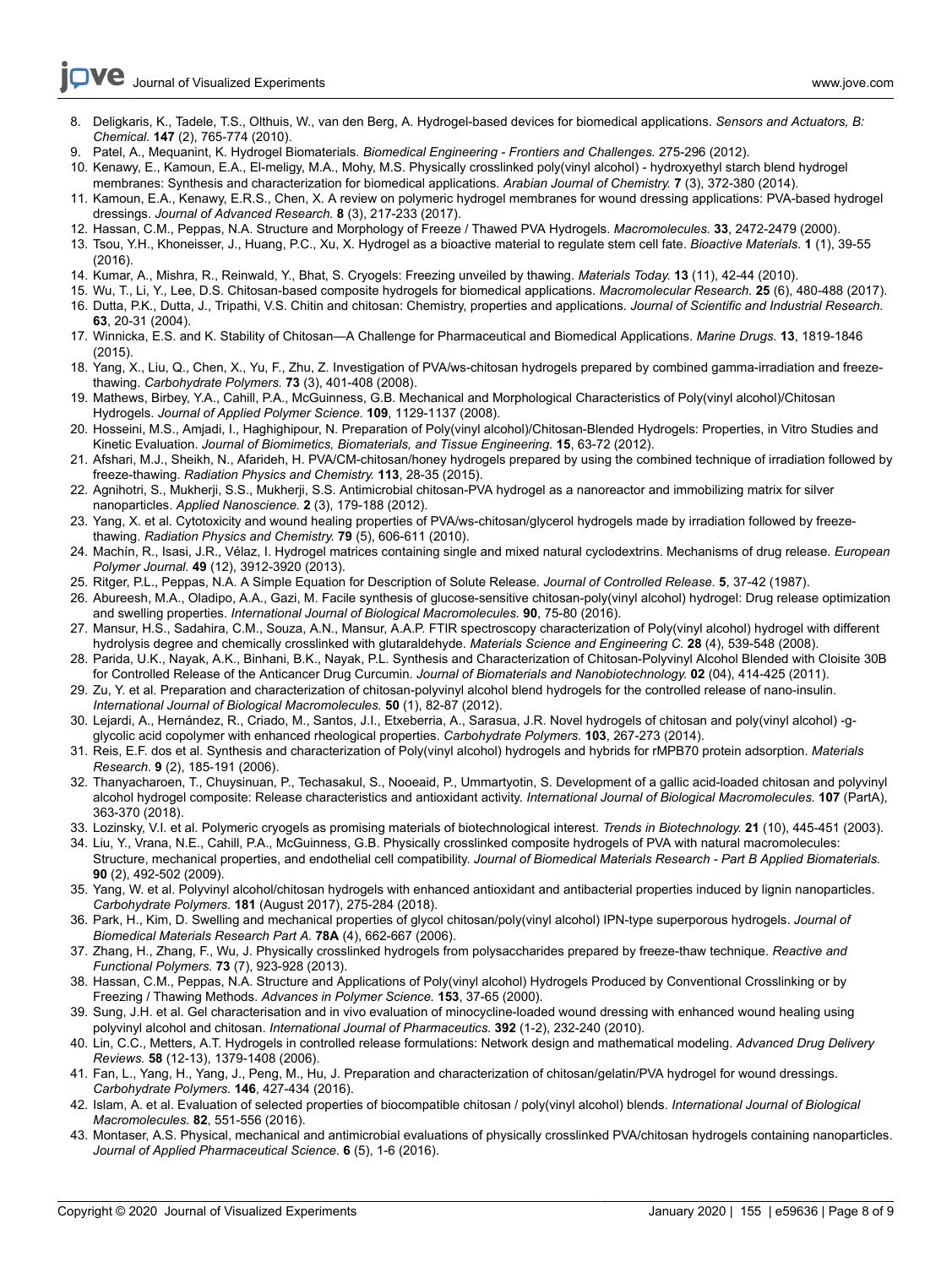8. Deligkaris, K., Tadele, T.S., Olthuis, W., van den Berg, A. Hydrogel-based devices for biomedical applications. *Sensors and Actuators, B: Chemical.* **147** (2), 765-774 (2010).
9. Patel, A., Mequanint, K. Hydrogel Biomaterials. *Biomedical Engineering - Frontiers and Challenges.* 275-296 (2012).
10. Kenawy, E., Kamoun, E.A., El-meligy, M.A., Mohy, M.S. Physically crosslinked poly(vinyl alcohol) - hydroxyethyl starch blend hydrogel membranes: Synthesis and characterization for biomedical applications. *Arabian Journal of Chemistry.* **7** (3), 372-380 (2014).
11. Kamoun, E.A., Kenawy, E.R.S., Chen, X. A review on polymeric hydrogel membranes for wound dressing applications: PVA-based hydrogel dressings. *Journal of Advanced Research.* **8** (3), 217-233 (2017).
12. Hassan, C.M., Peppas, N.A. Structure and Morphology of Freeze / Thawed PVA Hydrogels. *Macromolecules.* **33**, 2472-2479 (2000).
13. Tsou, Y.H., Khoneisser, J., Huang, P.C., Xu, X. Hydrogel as a bioactive material to regulate stem cell fate. *Bioactive Materials.* **1** (1), 39-55 (2016).
14. Kumar, A., Mishra, R., Reinwald, Y., Bhat, S. Cryogels: Freezing unveiled by thawing. *Materials Today.* **13** (11), 42-44 (2010).
15. Wu, T., Li, Y., Lee, D.S. Chitosan-based composite hydrogels for biomedical applications. *Macromolecular Research.* **25** (6), 480-488 (2017).
16. Dutta, P.K., Dutta, J., Tripathi, V.S. Chitin and chitosan: Chemistry, properties and applications. *Journal of Scientific and Industrial Research.* **63**, 20-31 (2004).
17. Winnicka, E.S. and K. Stability of Chitosan—A Challenge for Pharmaceutical and Biomedical Applications. *Marine Drugs.* **13**, 1819-1846 (2015).
18. Yang, X., Liu, Q., Chen, X., Yu, F., Zhu, Z. Investigation of PVA/ws-chitosan hydrogels prepared by combined gamma-irradiation and freeze-thawing. *Carbohydrate Polymers.* **73** (3), 401-408 (2008).
19. Mathews, Birbey, Y.A., Cahill, P.A., McGuinness, G.B. Mechanical and Morphological Characteristics of Poly(vinyl alcohol)/Chitosan Hydrogels. *Journal of Applied Polymer Science.* **109**, 1129-1137 (2008).
20. Hosseini, M.S., Amjadi, I., Haghighipour, N. Preparation of Poly(vinyl alcohol)/Chitosan-Blended Hydrogels: Properties, in Vitro Studies and Kinetic Evaluation. *Journal of Biomimetics, Biomaterials, and Tissue Engineering.* **15**, 63-72 (2012).
21. Afshari, M.J., Sheikh, N., Afarideh, H. PVA/CM-chitosan/honey hydrogels prepared by using the combined technique of irradiation followed by freeze-thawing. *Radiation Physics and Chemistry.* **113**, 28-35 (2015).
22. Agnihotri, S., Mukherji, S.S., Mukherji, S.S. Antimicrobial chitosan-PVA hydrogel as a nanoreactor and immobilizing matrix for silver nanoparticles. *Applied Nanoscience.* **2** (3), 179-188 (2012).
23. Yang, X. et al. Cytotoxicity and wound healing properties of PVA/ws-chitosan/glycerol hydrogels made by irradiation followed by freeze-thawing. *Radiation Physics and Chemistry.* **79** (5), 606-611 (2010).
24. Machín, R., Isasi, J.R., Vélaz, I. Hydrogel matrices containing single and mixed natural cyclodextrins. Mechanisms of drug release. *European Polymer Journal.* **49** (12), 3912-3920 (2013).
25. Ritger, P.L., Peppas, N.A. A Simple Equation for Description of Solute Release. *Journal of Controlled Release.* **5**, 37-42 (1987).
26. Abureesh, M.A., Oladipo, A.A., Gazi, M. Facile synthesis of glucose-sensitive chitosan-poly(vinyl alcohol) hydrogel: Drug release optimization and swelling properties. *International Journal of Biological Macromolecules.* **90**, 75-80 (2016).
27. Mansur, H.S., Sadahira, C.M., Souza, A.N., Mansur, A.A.P. FTIR spectroscopy characterization of Poly(vinyl alcohol) hydrogel with different hydrolysis degree and chemically crosslinked with glutaraldehyde. *Materials Science and Engineering C.* **28** (4), 539-548 (2008).
28. Parida, U.K., Nayak, A.K., Binhani, B.K., Nayak, P.L. Synthesis and Characterization of Chitosan-Polyvinyl Alcohol Blended with Cloisite 30B for Controlled Release of the Anticancer Drug Curcumin. *Journal of Biomaterials and Nanobiotechnology.* **02** (04), 414-425 (2011).
29. Zu, Y. et al. Preparation and characterization of chitosan-polyvinyl alcohol blend hydrogels for the controlled release of nano-insulin. *International Journal of Biological Macromolecules.* **50** (1), 82-87 (2012).
30. Lejardi, A., Hernández, R., Criado, M., Santos, J.I., Etxeberria, A., Sarasua, J.R. Novel hydrogels of chitosan and poly(vinyl alcohol) -g-glycolic acid copolymer with enhanced rheological properties. *Carbohydrate Polymers.* **103**, 267-273 (2014).
31. Reis, E.F. dos et al. Synthesis and characterization of Poly(vinyl alcohol) hydrogels and hybrids for rMPB70 protein adsorption. *Materials Research.* **9** (2), 185-191 (2006).
32. Thanyacharoen, T., Chuysinuan, P., Techasakul, S., Nooeaid, P., Ummartyotin, S. Development of a gallic acid-loaded chitosan and polyvinyl alcohol hydrogel composite: Release characteristics and antioxidant activity. *International Journal of Biological Macromolecules.* **107** (PartA), 363-370 (2018).
33. Lozinsky, V.I. et al. Polymeric cryogels as promising materials of biotechnological interest. *Trends in Biotechnology.* **21** (10), 445-451 (2003).
34. Liu, Y., Vrana, N.E., Cahill, P.A., McGuinness, G.B. Physically crosslinked composite hydrogels of PVA with natural macromolecules: Structure, mechanical properties, and endothelial cell compatibility. *Journal of Biomedical Materials Research - Part B Applied Biomaterials.* **90** (2), 492-502 (2009).
35. Yang, W. et al. Polyvinyl alcohol/chitosan hydrogels with enhanced antioxidant and antibacterial properties induced by lignin nanoparticles. *Carbohydrate Polymers.* **181** (August 2017), 275-284 (2018).
36. Park, H., Kim, D. Swelling and mechanical properties of glycol chitosan/poly(vinyl alcohol) IPN-type superporous hydrogels. *Journal of Biomedical Materials Research Part A.* **78A** (4), 662-667 (2006).
37. Zhang, H., Zhang, F., Wu, J. Physically crosslinked hydrogels from polysaccharides prepared by freeze-thaw technique. *Reactive and Functional Polymers.* **73** (7), 923-928 (2013).
38. Hassan, C.M., Peppas, N.A. Structure and Applications of Poly(vinyl alcohol) Hydrogels Produced by Conventional Crosslinking or by Freezing / Thawing Methods. *Advances in Polymer Science.* **153**, 37-65 (2000).
39. Sung, J.H. et al. Gel characterisation and in vivo evaluation of minocycline-loaded wound dressing with enhanced wound healing using polyvinyl alcohol and chitosan. *International Journal of Pharmaceutics.* **392** (1-2), 232-240 (2010).
40. Lin, C.C., Metters, A.T. Hydrogels in controlled release formulations: Network design and mathematical modeling. *Advanced Drug Delivery Reviews.* **58** (12-13), 1379-1408 (2006).
41. Fan, L., Yang, H., Yang, J., Peng, M., Hu, J. Preparation and characterization of chitosan/gelatin/PVA hydrogel for wound dressings. *Carbohydrate Polymers.* **146**, 427-434 (2016).
42. Islam, A. et al. Evaluation of selected properties of biocompatible chitosan / poly(vinyl alcohol) blends. *International Journal of Biological Macromolecules.* **82**, 551-556 (2016).
43. Montaser, A.S. Physical, mechanical and antimicrobial evaluations of physically crosslinked PVA/chitosan hydrogels containing nanoparticles. *Journal of Applied Pharmaceutical Science.* **6** (5), 1-6 (2016).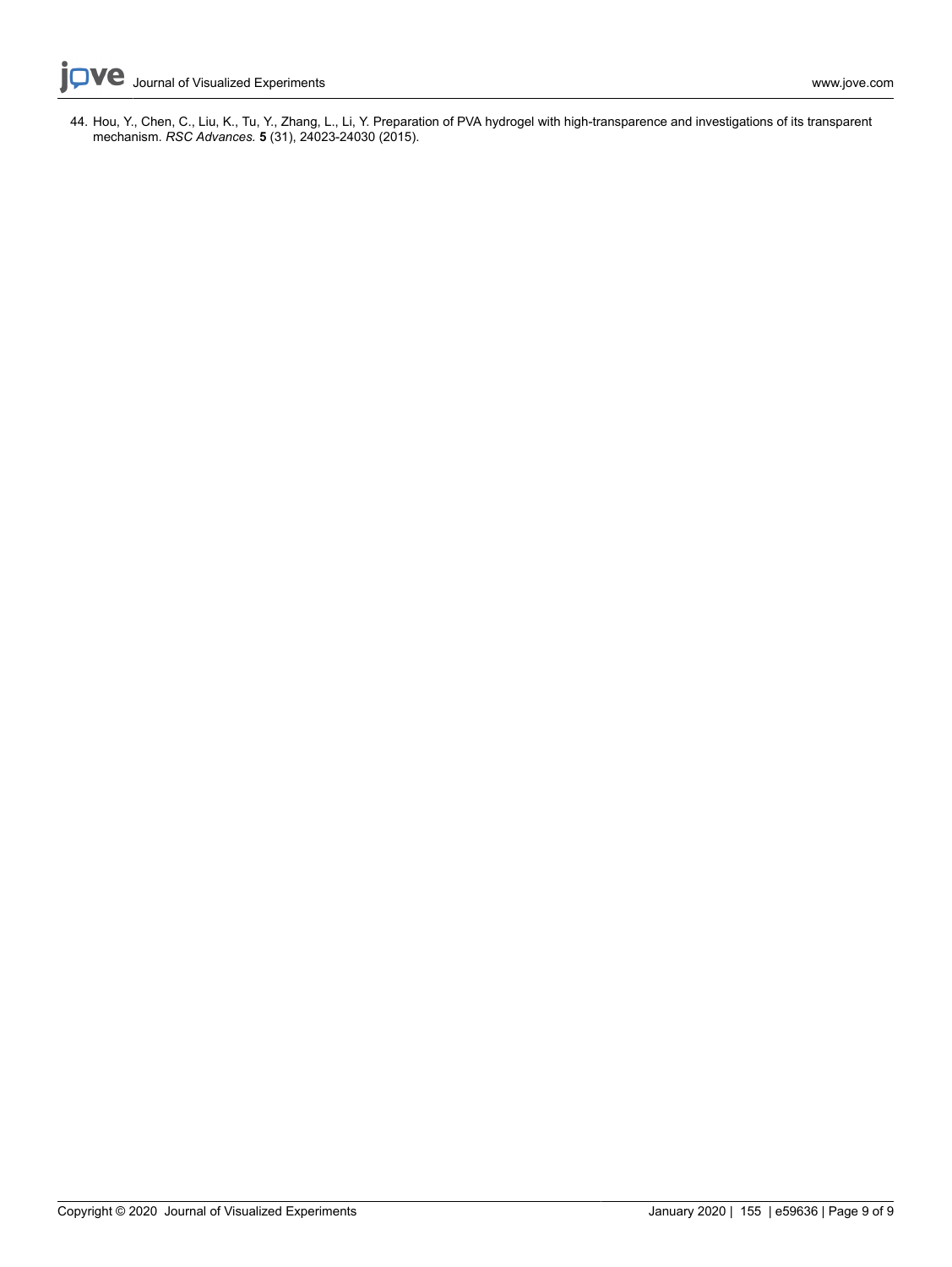44. Hou, Y., Chen, C., Liu, K., Tu, Y., Zhang, L., Li, Y. Preparation of PVA hydrogel with high-transparence and investigations of its transparent mechanism. *RSC Advances.* **5** (31), 24023-24030 (2015).